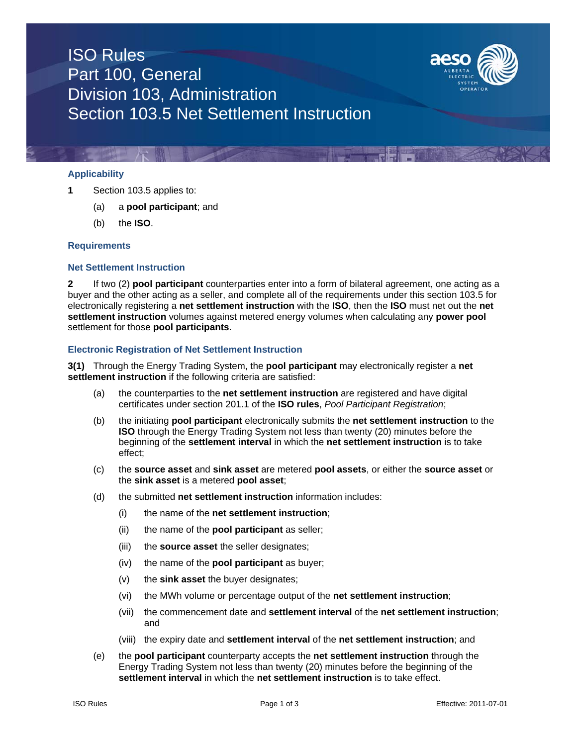# ISO Rules
# Part 100, General
# Division 103, Administration
# Section 103.5 Net Settlement Instruction

## Applicability

**1** Section 103.5 applies to:

(a) a **pool participant**; and

(b) the **ISO**.

## Requirements

### Net Settlement Instruction

**2** If two (2) **pool participant** counterparties enter into a form of bilateral agreement, one acting as a buyer and the other acting as a seller, and complete all of the requirements under this section 103.5 for electronically registering a **net settlement instruction** with the **ISO**, then the **ISO** must net out the **net settlement instruction** volumes against metered energy volumes when calculating any **power pool** settlement for those **pool participants**.

### Electronic Registration of Net Settlement Instruction

**3(1)** Through the Energy Trading System, the **pool participant** may electronically register a **net settlement instruction** if the following criteria are satisfied:

(a) the counterparties to the **net settlement instruction** are registered and have digital certificates under section 201.1 of the **ISO rules**, *Pool Participant Registration*;

(b) the initiating **pool participant** electronically submits the **net settlement instruction** to the **ISO** through the Energy Trading System not less than twenty (20) minutes before the beginning of the **settlement interval** in which the **net settlement instruction** is to take effect;

(c) the **source asset** and **sink asset** are metered **pool assets**, or either the **source asset** or the **sink asset** is a metered **pool asset**;

(d) the submitted **net settlement instruction** information includes:

  (i) the name of the **net settlement instruction**;

  (ii) the name of the **pool participant** as seller;

  (iii) the **source asset** the seller designates;

  (iv) the name of the **pool participant** as buyer;

  (v) the **sink asset** the buyer designates;

  (vi) the MWh volume or percentage output of the **net settlement instruction**;

  (vii) the commencement date and **settlement interval** of the **net settlement instruction**; and

  (viii) the expiry date and **settlement interval** of the **net settlement instruction**; and

(e) the **pool participant** counterparty accepts the **net settlement instruction** through the Energy Trading System not less than twenty (20) minutes before the beginning of the **settlement interval** in which the **net settlement instruction** is to take effect.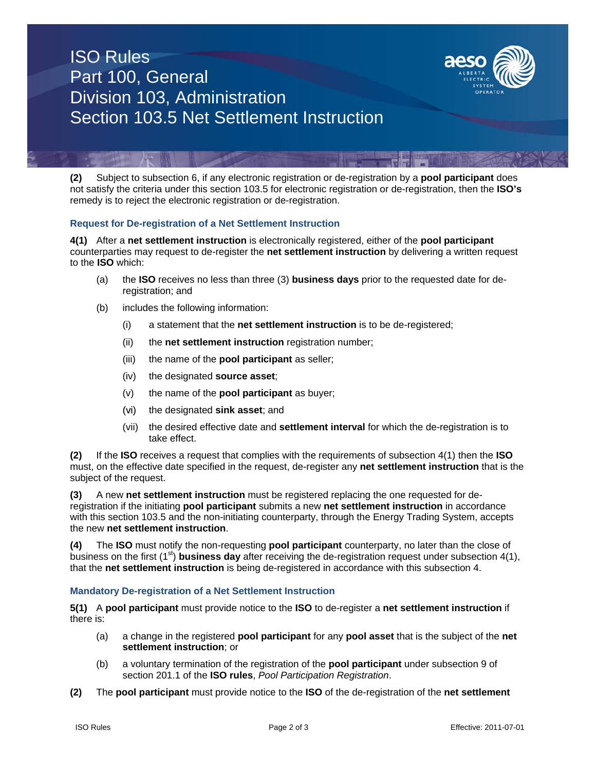**(2)** Subject to subsection 6, if any electronic registration or de-registration by a **pool participant** does not satisfy the criteria under this section 103.5 for electronic registration or de-registration, then the **ISO's** remedy is to reject the electronic registration or de-registration.

### Request for De-registration of a Net Settlement Instruction

**4(1)** After a **net settlement instruction** is electronically registered, either of the **pool participant** counterparties may request to de-register the **net settlement instruction** by delivering a written request to the **ISO** which:

(a) the **ISO** receives no less than three (3) **business days** prior to the requested date for de-registration; and

(b) includes the following information:

(i) a statement that the **net settlement instruction** is to be de-registered;

(ii) the **net settlement instruction** registration number;

(iii) the name of the **pool participant** as seller;

(iv) the designated **source asset**;

(v) the name of the **pool participant** as buyer;

(vi) the designated **sink asset**; and

(vii) the desired effective date and **settlement interval** for which the de-registration is to take effect.

**(2)** If the **ISO** receives a request that complies with the requirements of subsection 4(1) then the **ISO** must, on the effective date specified in the request, de-register any **net settlement instruction** that is the subject of the request.

**(3)** A new **net settlement instruction** must be registered replacing the one requested for de-registration if the initiating **pool participant** submits a new **net settlement instruction** in accordance with this section 103.5 and the non-initiating counterparty, through the Energy Trading System, accepts the new **net settlement instruction**.

**(4)** The **ISO** must notify the non-requesting **pool participant** counterparty, no later than the close of business on the first (1st) **business day** after receiving the de-registration request under subsection 4(1), that the **net settlement instruction** is being de-registered in accordance with this subsection 4.

### Mandatory De-registration of a Net Settlement Instruction

**5(1)** A **pool participant** must provide notice to the **ISO** to de-register a **net settlement instruction** if there is:

(a) a change in the registered **pool participant** for any **pool asset** that is the subject of the **net settlement instruction**; or

(b) a voluntary termination of the registration of the **pool participant** under subsection 9 of section 201.1 of the **ISO rules**, *Pool Participation Registration*.

**(2)** The **pool participant** must provide notice to the **ISO** of the de-registration of the **net settlement**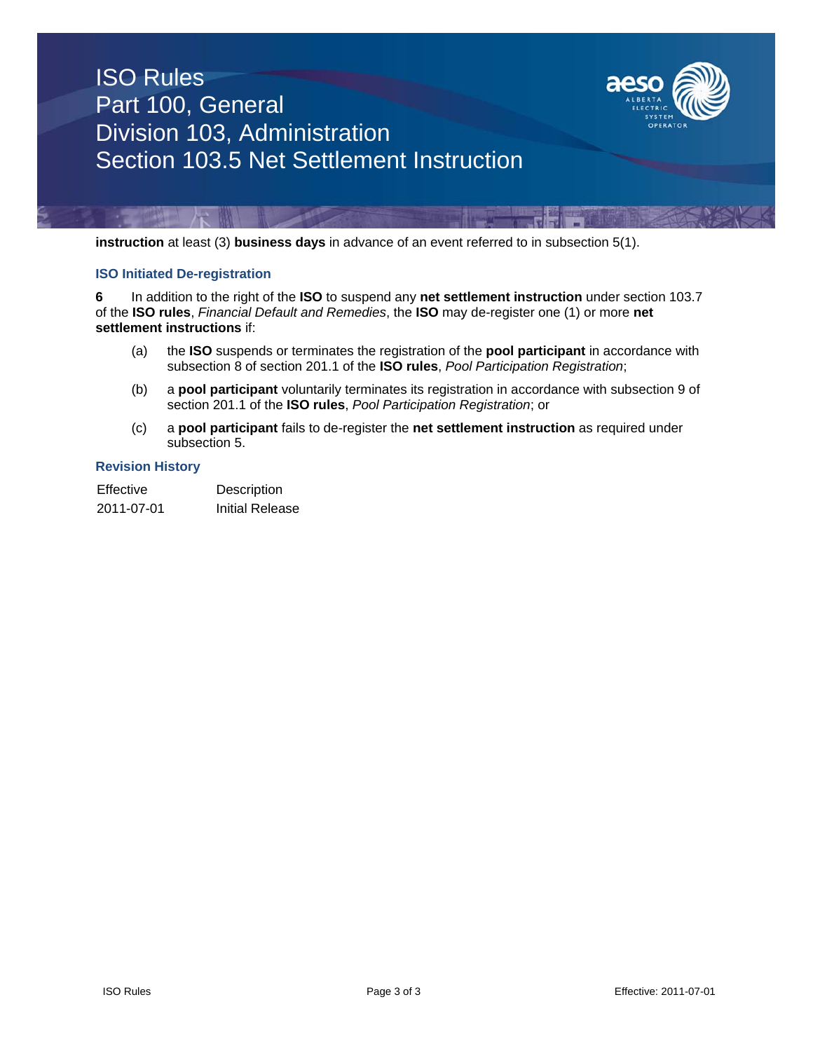**instruction** at least (3) **business days** in advance of an event referred to in subsection 5(1).

### ISO Initiated De-registration

**6** In addition to the right of the **ISO** to suspend any **net settlement instruction** under section 103.7 of the **ISO rules**, *Financial Default and Remedies*, the **ISO** may de-register one (1) or more **net settlement instructions** if:

(a) the **ISO** suspends or terminates the registration of the **pool participant** in accordance with subsection 8 of section 201.1 of the **ISO rules**, *Pool Participation Registration*;

(b) a **pool participant** voluntarily terminates its registration in accordance with subsection 9 of section 201.1 of the **ISO rules**, *Pool Participation Registration*; or

(c) a **pool participant** fails to de-register the **net settlement instruction** as required under subsection 5.

### Revision History

| Effective | Description |
|---|---|
| 2011-07-01 | Initial Release |